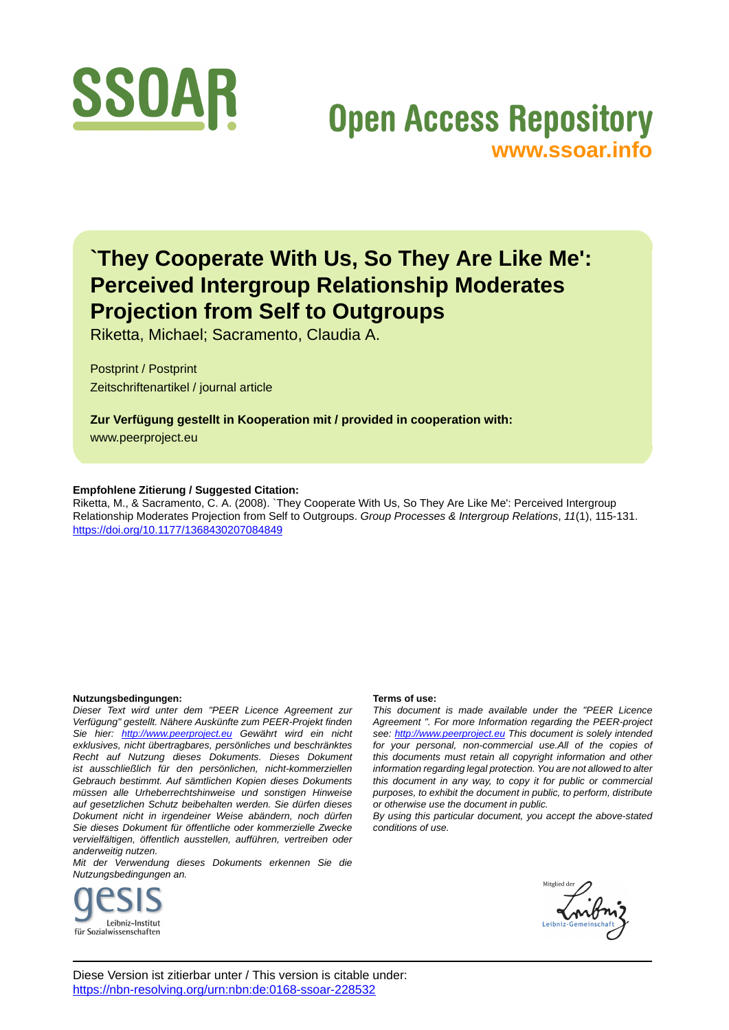SSOAR

Open Access Repository
www.ssoar.info

# `They Cooperate With Us, So They Are Like Me': Perceived Intergroup Relationship Moderates Projection from Self to Outgroups

Riketta, Michael; Sacramento, Claudia A.

Postprint / Postprint
Zeitschriftenartikel / journal article

**Zur Verfügung gestellt in Kooperation mit / provided in cooperation with:**
www.peerproject.eu

**Empfohlene Zitierung / Suggested Citation:**
Riketta, M., & Sacramento, C. A. (2008). `They Cooperate With Us, So They Are Like Me': Perceived Intergroup Relationship Moderates Projection from Self to Outgroups. *Group Processes & Intergroup Relations*, *11*(1), 115-131. https://doi.org/10.1177/1368430207084849

**Nutzungsbedingungen:**
*Dieser Text wird unter dem "PEER Licence Agreement zur Verfügung" gestellt. Nähere Auskünfte zum PEER-Projekt finden Sie hier: http://www.peerproject.eu Gewährt wird ein nicht exklusives, nicht übertragbares, persönliches und beschränktes Recht auf Nutzung dieses Dokuments. Dieses Dokument ist ausschließlich für den persönlichen, nicht-kommerziellen Gebrauch bestimmt. Auf sämtlichen Kopien dieses Dokuments müssen alle Urheberrechtshinweise und sonstigen Hinweise auf gesetzlichen Schutz beibehalten werden. Sie dürfen dieses Dokument nicht in irgendeiner Weise abändern, noch dürfen Sie dieses Dokument für öffentliche oder kommerzielle Zwecke vervielfältigen, öffentlich ausstellen, aufführen, vertreiben oder anderweitig nutzen.*

*Mit der Verwendung dieses Dokuments erkennen Sie die Nutzungsbedingungen an.*

**Terms of use:**
*This document is made available under the "PEER Licence Agreement ". For more Information regarding the PEER-project see: http://www.peerproject.eu This document is solely intended for your personal, non-commercial use.All of the copies of this documents must retain all copyright information and other information regarding legal protection. You are not allowed to alter this document in any way, to copy it for public or commercial purposes, to exhibit the document in public, to perform, distribute or otherwise use the document in public.*

*By using this particular document, you accept the above-stated conditions of use.*

gesis Leibniz-Institut für Sozialwissenschaften

Mitglied der Leibniz-Gemeinschaft

Diese Version ist zitierbar unter / This version is citable under:
https://nbn-resolving.org/urn:nbn:de:0168-ssoar-228532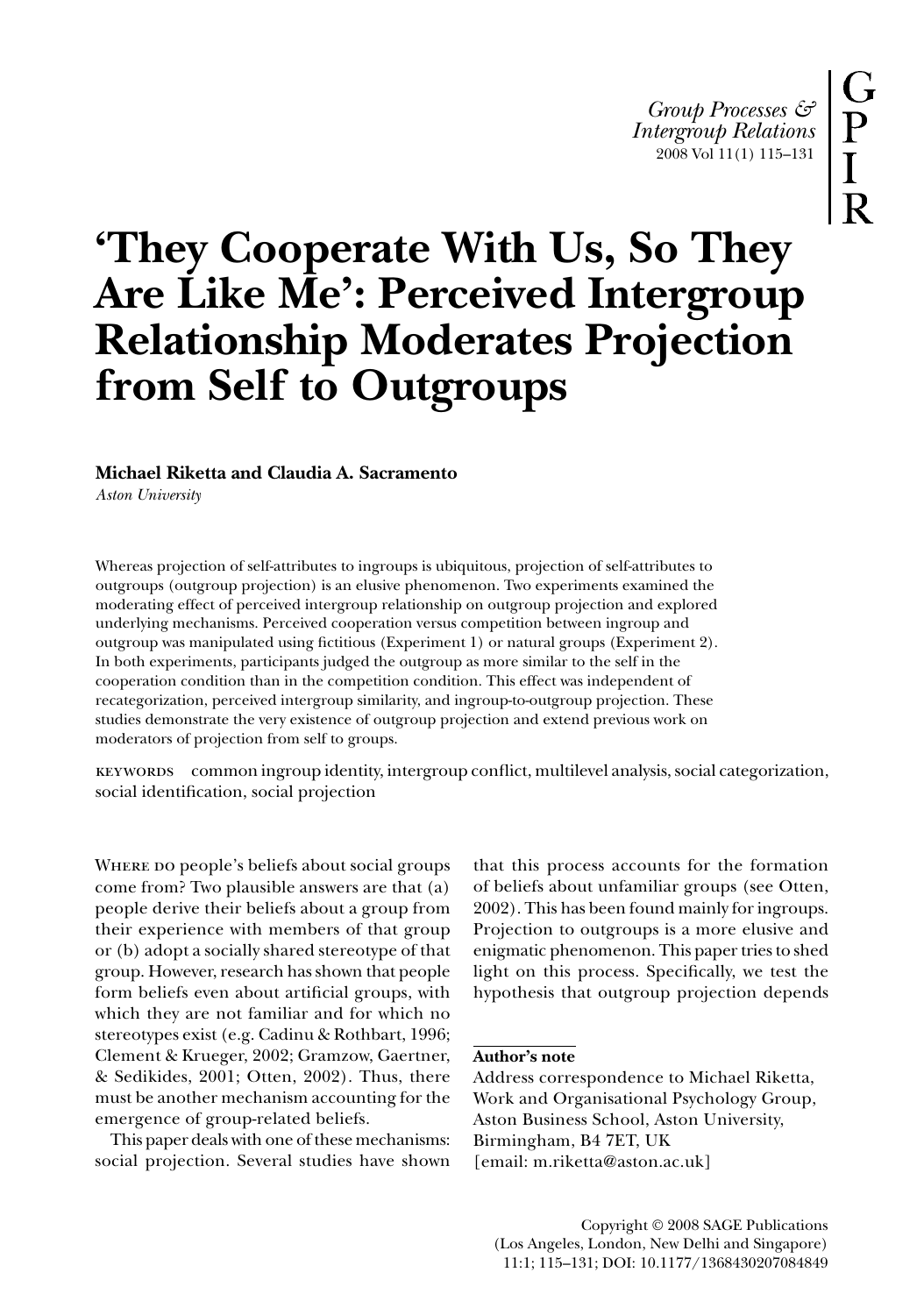# ‘They Cooperate With Us, So They Are Like Me’: Perceived Intergroup Relationship Moderates Projection from Self to Outgroups

**Michael Riketta and Claudia A. Sacramento**

*Aston University*

Whereas projection of self-attributes to ingroups is ubiquitous, projection of self-attributes to outgroups (outgroup projection) is an elusive phenomenon. Two experiments examined the moderating effect of perceived intergroup relationship on outgroup projection and explored underlying mechanisms. Perceived cooperation versus competition between ingroup and outgroup was manipulated using fictitious (Experiment 1) or natural groups (Experiment 2). In both experiments, participants judged the outgroup as more similar to the self in the cooperation condition than in the competition condition. This effect was independent of recategorization, perceived intergroup similarity, and ingroup-to-outgroup projection. These studies demonstrate the very existence of outgroup projection and extend previous work on moderators of projection from self to groups.

KEYWORDS common ingroup identity, intergroup conflict, multilevel analysis, social categorization, social identification, social projection

WHERE DO people's beliefs about social groups come from? Two plausible answers are that (a) people derive their beliefs about a group from their experience with members of that group or (b) adopt a socially shared stereotype of that group. However, research has shown that people form beliefs even about artificial groups, with which they are not familiar and for which no stereotypes exist (e.g. Cadinu & Rothbart, 1996; Clement & Krueger, 2002; Gramzow, Gaertner, & Sedikides, 2001; Otten, 2002). Thus, there must be another mechanism accounting for the emergence of group-related beliefs.

This paper deals with one of these mechanisms: social projection. Several studies have shown that this process accounts for the formation of beliefs about unfamiliar groups (see Otten, 2002). This has been found mainly for ingroups. Projection to outgroups is a more elusive and enigmatic phenomenon. This paper tries to shed light on this process. Specifically, we test the hypothesis that outgroup projection depends

**Author's note**

Address correspondence to Michael Riketta, Work and Organisational Psychology Group, Aston Business School, Aston University, Birmingham, B4 7ET, UK [email: m.riketta@aston.ac.uk]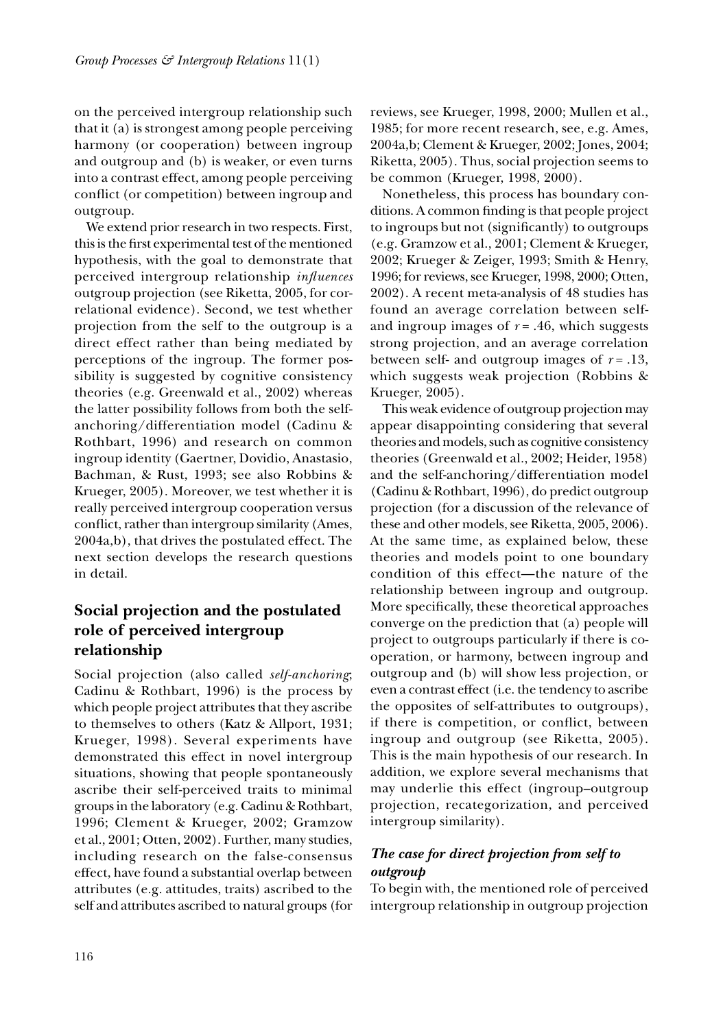on the perceived intergroup relationship such that it (a) is strongest among people perceiving harmony (or cooperation) between ingroup and outgroup and (b) is weaker, or even turns into a contrast effect, among people perceiving conflict (or competition) between ingroup and outgroup.

We extend prior research in two respects. First, this is the first experimental test of the mentioned hypothesis, with the goal to demonstrate that perceived intergroup relationship *influences* outgroup projection (see Riketta, 2005, for correlational evidence). Second, we test whether projection from the self to the outgroup is a direct effect rather than being mediated by perceptions of the ingroup. The former possibility is suggested by cognitive consistency theories (e.g. Greenwald et al., 2002) whereas the latter possibility follows from both the self-anchoring/differentiation model (Cadinu & Rothbart, 1996) and research on common ingroup identity (Gaertner, Dovidio, Anastasio, Bachman, & Rust, 1993; see also Robbins & Krueger, 2005). Moreover, we test whether it is really perceived intergroup cooperation versus conflict, rather than intergroup similarity (Ames, 2004a,b), that drives the postulated effect. The next section develops the research questions in detail.

## Social projection and the postulated role of perceived intergroup relationship

Social projection (also called *self-anchoring*; Cadinu & Rothbart, 1996) is the process by which people project attributes that they ascribe to themselves to others (Katz & Allport, 1931; Krueger, 1998). Several experiments have demonstrated this effect in novel intergroup situations, showing that people spontaneously ascribe their self-perceived traits to minimal groups in the laboratory (e.g. Cadinu & Rothbart, 1996; Clement & Krueger, 2002; Gramzow et al., 2001; Otten, 2002). Further, many studies, including research on the false-consensus effect, have found a substantial overlap between attributes (e.g. attitudes, traits) ascribed to the self and attributes ascribed to natural groups (for reviews, see Krueger, 1998, 2000; Mullen et al., 1985; for more recent research, see, e.g. Ames, 2004a,b; Clement & Krueger, 2002; Jones, 2004; Riketta, 2005). Thus, social projection seems to be common (Krueger, 1998, 2000).

Nonetheless, this process has boundary conditions. A common finding is that people project to ingroups but not (significantly) to outgroups (e.g. Gramzow et al., 2001; Clement & Krueger, 2002; Krueger & Zeiger, 1993; Smith & Henry, 1996; for reviews, see Krueger, 1998, 2000; Otten, 2002). A recent meta-analysis of 48 studies has found an average correlation between self- and ingroup images of $r = .46$, which suggests strong projection, and an average correlation between self- and outgroup images of $r = .13$, which suggests weak projection (Robbins & Krueger, 2005).

This weak evidence of outgroup projection may appear disappointing considering that several theories and models, such as cognitive consistency theories (Greenwald et al., 2002; Heider, 1958) and the self-anchoring/differentiation model (Cadinu & Rothbart, 1996), do predict outgroup projection (for a discussion of the relevance of these and other models, see Riketta, 2005, 2006). At the same time, as explained below, these theories and models point to one boundary condition of this effect—the nature of the relationship between ingroup and outgroup. More specifically, these theoretical approaches converge on the prediction that (a) people will project to outgroups particularly if there is co-operation, or harmony, between ingroup and outgroup and (b) will show less projection, or even a contrast effect (i.e. the tendency to ascribe the opposites of self-attributes to outgroups), if there is competition, or conflict, between ingroup and outgroup (see Riketta, 2005). This is the main hypothesis of our research. In addition, we explore several mechanisms that may underlie this effect (ingroup–outgroup projection, recategorization, and perceived intergroup similarity).

### *The case for direct projection from self to outgroup*

To begin with, the mentioned role of perceived intergroup relationship in outgroup projection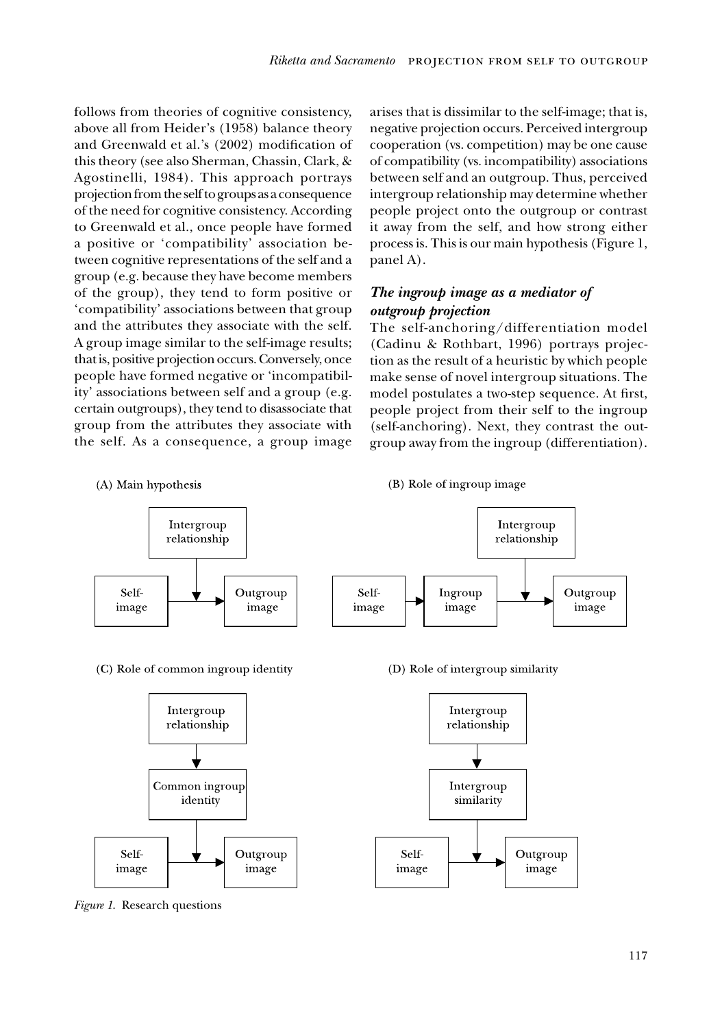follows from theories of cognitive consistency, above all from Heider's (1958) balance theory and Greenwald et al.'s (2002) modification of this theory (see also Sherman, Chassin, Clark, & Agostinelli, 1984). This approach portrays projection from the self to groups as a consequence of the need for cognitive consistency. According to Greenwald et al., once people have formed a positive or 'compatibility' association between cognitive representations of the self and a group (e.g. because they have become members of the group), they tend to form positive or 'compatibility' associations between that group and the attributes they associate with the self. A group image similar to the self-image results; that is, positive projection occurs. Conversely, once people have formed negative or 'incompatibility' associations between self and a group (e.g. certain outgroups), they tend to disassociate that group from the attributes they associate with the self. As a consequence, a group image arises that is dissimilar to the self-image; that is, negative projection occurs. Perceived intergroup cooperation (vs. competition) may be one cause of compatibility (vs. incompatibility) associations between self and an outgroup. Thus, perceived intergroup relationship may determine whether people project onto the outgroup or contrast it away from the self, and how strong either process is. This is our main hypothesis (Figure 1, panel A).

### *The ingroup image as a mediator of outgroup projection*

The self-anchoring/differentiation model (Cadinu & Rothbart, 1996) portrays projection as the result of a heuristic by which people make sense of novel intergroup situations. The model postulates a two-step sequence. At first, people project from their self to the ingroup (self-anchoring). Next, they contrast the outgroup away from the ingroup (differentiation).

(A) Main hypothesis

(B) Role of ingroup image

(C) Role of common ingroup identity

(D) Role of intergroup similarity

*Figure 1.* Research questions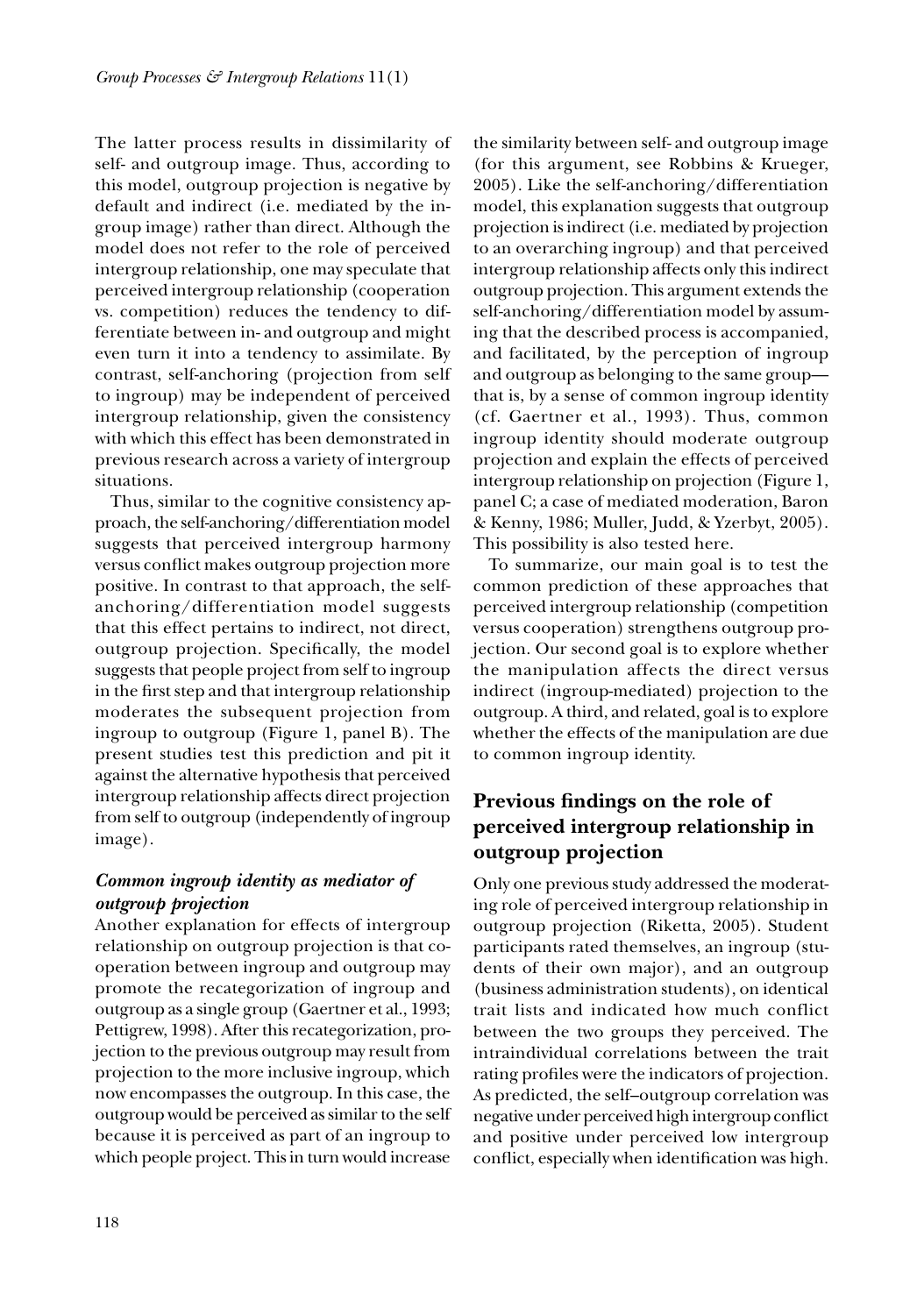The latter process results in dissimilarity of self- and outgroup image. Thus, according to this model, outgroup projection is negative by default and indirect (i.e. mediated by the ingroup image) rather than direct. Although the model does not refer to the role of perceived intergroup relationship, one may speculate that perceived intergroup relationship (cooperation vs. competition) reduces the tendency to differentiate between in- and outgroup and might even turn it into a tendency to assimilate. By contrast, self-anchoring (projection from self to ingroup) may be independent of perceived intergroup relationship, given the consistency with which this effect has been demonstrated in previous research across a variety of intergroup situations.

Thus, similar to the cognitive consistency approach, the self-anchoring/differentiation model suggests that perceived intergroup harmony versus conflict makes outgroup projection more positive. In contrast to that approach, the self-anchoring/differentiation model suggests that this effect pertains to indirect, not direct, outgroup projection. Specifically, the model suggests that people project from self to ingroup in the first step and that intergroup relationship moderates the subsequent projection from ingroup to outgroup (Figure 1, panel B). The present studies test this prediction and pit it against the alternative hypothesis that perceived intergroup relationship affects direct projection from self to outgroup (independently of ingroup image).

### *Common ingroup identity as mediator of outgroup projection*

Another explanation for effects of intergroup relationship on outgroup projection is that cooperation between ingroup and outgroup may promote the recategorization of ingroup and outgroup as a single group (Gaertner et al., 1993; Pettigrew, 1998). After this recategorization, projection to the previous outgroup may result from projection to the more inclusive ingroup, which now encompasses the outgroup. In this case, the outgroup would be perceived as similar to the self because it is perceived as part of an ingroup to which people project. This in turn would increase the similarity between self- and outgroup image (for this argument, see Robbins & Krueger, 2005). Like the self-anchoring/differentiation model, this explanation suggests that outgroup projection is indirect (i.e. mediated by projection to an overarching ingroup) and that perceived intergroup relationship affects only this indirect outgroup projection. This argument extends the self-anchoring/differentiation model by assuming that the described process is accompanied, and facilitated, by the perception of ingroup and outgroup as belonging to the same group—that is, by a sense of common ingroup identity (cf. Gaertner et al., 1993). Thus, common ingroup identity should moderate outgroup projection and explain the effects of perceived intergroup relationship on projection (Figure 1, panel C; a case of mediated moderation, Baron & Kenny, 1986; Muller, Judd, & Yzerbyt, 2005). This possibility is also tested here.

To summarize, our main goal is to test the common prediction of these approaches that perceived intergroup relationship (competition versus cooperation) strengthens outgroup projection. Our second goal is to explore whether the manipulation affects the direct versus indirect (ingroup-mediated) projection to the outgroup. A third, and related, goal is to explore whether the effects of the manipulation are due to common ingroup identity.

## Previous findings on the role of perceived intergroup relationship in outgroup projection

Only one previous study addressed the moderating role of perceived intergroup relationship in outgroup projection (Riketta, 2005). Student participants rated themselves, an ingroup (students of their own major), and an outgroup (business administration students), on identical trait lists and indicated how much conflict between the two groups they perceived. The intraindividual correlations between the trait rating profiles were the indicators of projection. As predicted, the self–outgroup correlation was negative under perceived high intergroup conflict and positive under perceived low intergroup conflict, especially when identification was high.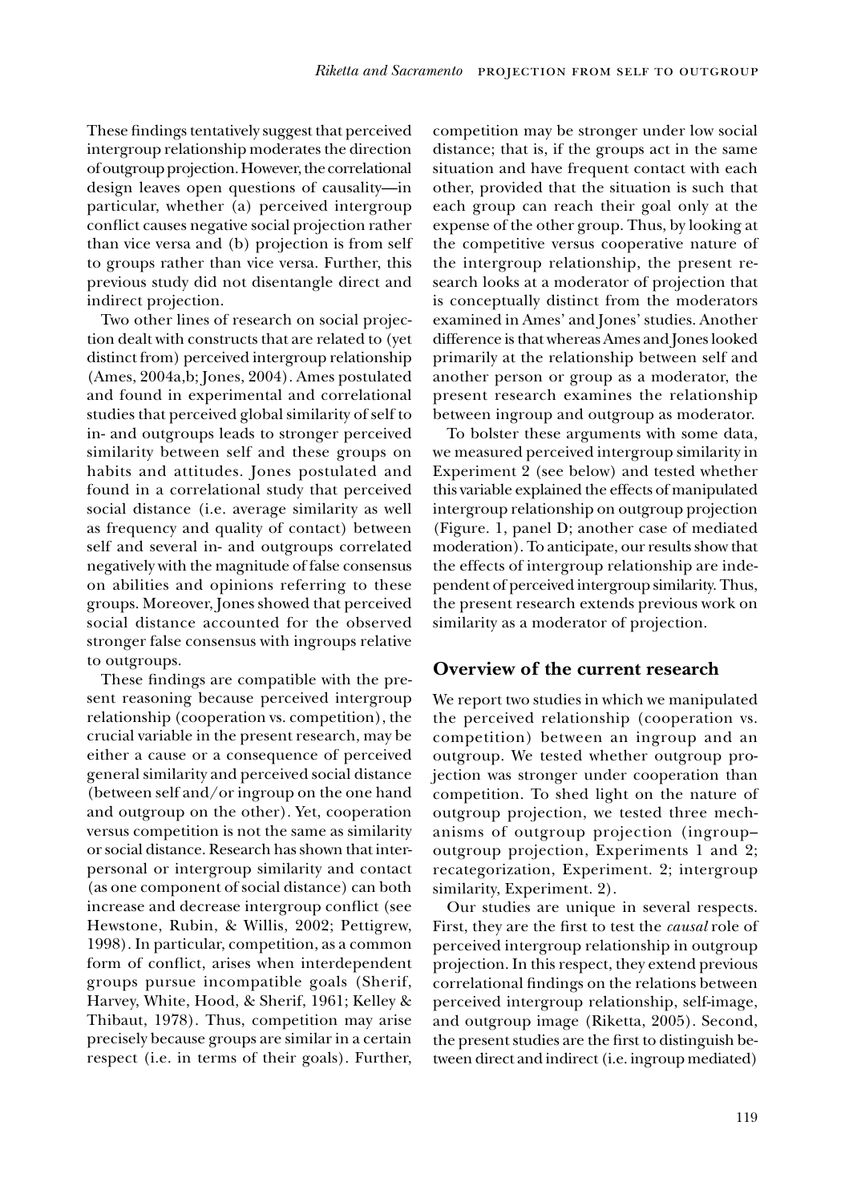These findings tentatively suggest that perceived intergroup relationship moderates the direction of outgroup projection. However, the correlational design leaves open questions of causality—in particular, whether (a) perceived intergroup conflict causes negative social projection rather than vice versa and (b) projection is from self to groups rather than vice versa. Further, this previous study did not disentangle direct and indirect projection.

Two other lines of research on social projection dealt with constructs that are related to (yet distinct from) perceived intergroup relationship (Ames, 2004a,b; Jones, 2004). Ames postulated and found in experimental and correlational studies that perceived global similarity of self to in- and outgroups leads to stronger perceived similarity between self and these groups on habits and attitudes. Jones postulated and found in a correlational study that perceived social distance (i.e. average similarity as well as frequency and quality of contact) between self and several in- and outgroups correlated negatively with the magnitude of false consensus on abilities and opinions referring to these groups. Moreover, Jones showed that perceived social distance accounted for the observed stronger false consensus with ingroups relative to outgroups.

These findings are compatible with the present reasoning because perceived intergroup relationship (cooperation vs. competition), the crucial variable in the present research, may be either a cause or a consequence of perceived general similarity and perceived social distance (between self and/or ingroup on the one hand and outgroup on the other). Yet, cooperation versus competition is not the same as similarity or social distance. Research has shown that interpersonal or intergroup similarity and contact (as one component of social distance) can both increase and decrease intergroup conflict (see Hewstone, Rubin, & Willis, 2002; Pettigrew, 1998). In particular, competition, as a common form of conflict, arises when interdependent groups pursue incompatible goals (Sherif, Harvey, White, Hood, & Sherif, 1961; Kelley & Thibaut, 1978). Thus, competition may arise precisely because groups are similar in a certain respect (i.e. in terms of their goals). Further, competition may be stronger under low social distance; that is, if the groups act in the same situation and have frequent contact with each other, provided that the situation is such that each group can reach their goal only at the expense of the other group. Thus, by looking at the competitive versus cooperative nature of the intergroup relationship, the present research looks at a moderator of projection that is conceptually distinct from the moderators examined in Ames' and Jones' studies. Another difference is that whereas Ames and Jones looked primarily at the relationship between self and another person or group as a moderator, the present research examines the relationship between ingroup and outgroup as moderator.

To bolster these arguments with some data, we measured perceived intergroup similarity in Experiment 2 (see below) and tested whether this variable explained the effects of manipulated intergroup relationship on outgroup projection (Figure. 1, panel D; another case of mediated moderation). To anticipate, our results show that the effects of intergroup relationship are independent of perceived intergroup similarity. Thus, the present research extends previous work on similarity as a moderator of projection.

## Overview of the current research

We report two studies in which we manipulated the perceived relationship (cooperation vs. competition) between an ingroup and an outgroup. We tested whether outgroup projection was stronger under cooperation than competition. To shed light on the nature of outgroup projection, we tested three mechanisms of outgroup projection (ingroup–outgroup projection, Experiments 1 and 2; recategorization, Experiment. 2; intergroup similarity, Experiment. 2).

Our studies are unique in several respects. First, they are the first to test the *causal* role of perceived intergroup relationship in outgroup projection. In this respect, they extend previous correlational findings on the relations between perceived intergroup relationship, self-image, and outgroup image (Riketta, 2005). Second, the present studies are the first to distinguish between direct and indirect (i.e. ingroup mediated)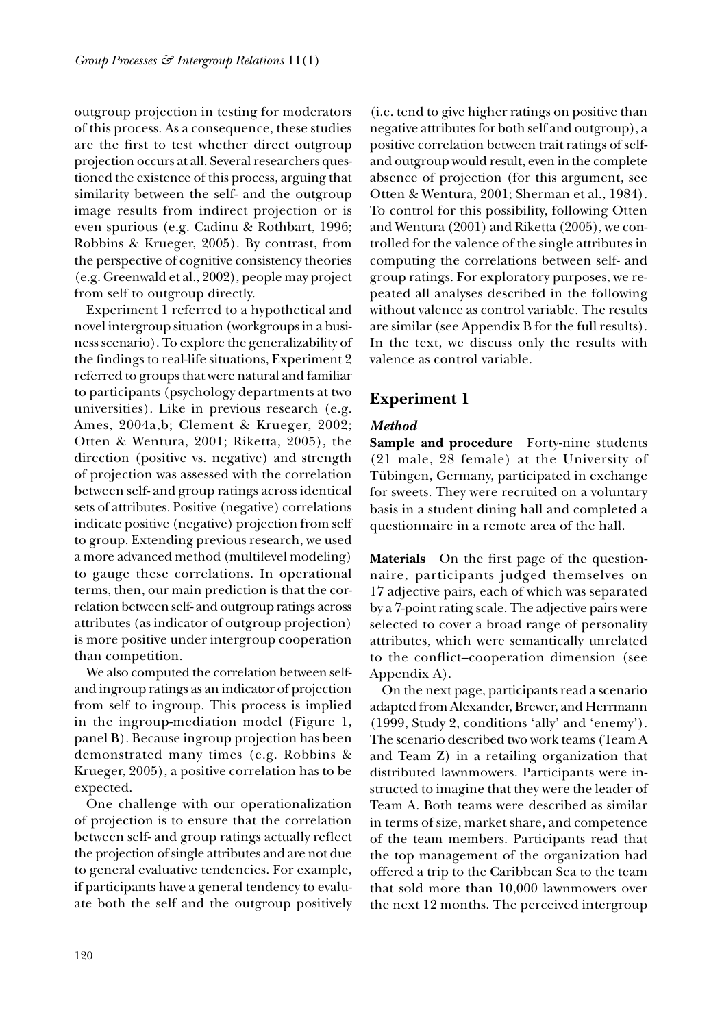outgroup projection in testing for moderators of this process. As a consequence, these studies are the first to test whether direct outgroup projection occurs at all. Several researchers questioned the existence of this process, arguing that similarity between the self- and the outgroup image results from indirect projection or is even spurious (e.g. Cadinu & Rothbart, 1996; Robbins & Krueger, 2005). By contrast, from the perspective of cognitive consistency theories (e.g. Greenwald et al., 2002), people may project from self to outgroup directly.

Experiment 1 referred to a hypothetical and novel intergroup situation (workgroups in a business scenario). To explore the generalizability of the findings to real-life situations, Experiment 2 referred to groups that were natural and familiar to participants (psychology departments at two universities). Like in previous research (e.g. Ames, 2004a,b; Clement & Krueger, 2002; Otten & Wentura, 2001; Riketta, 2005), the direction (positive vs. negative) and strength of projection was assessed with the correlation between self- and group ratings across identical sets of attributes. Positive (negative) correlations indicate positive (negative) projection from self to group. Extending previous research, we used a more advanced method (multilevel modeling) to gauge these correlations. In operational terms, then, our main prediction is that the correlation between self- and outgroup ratings across attributes (as indicator of outgroup projection) is more positive under intergroup cooperation than competition.

We also computed the correlation between self- and ingroup ratings as an indicator of projection from self to ingroup. This process is implied in the ingroup-mediation model (Figure 1, panel B). Because ingroup projection has been demonstrated many times (e.g. Robbins & Krueger, 2005), a positive correlation has to be expected.

One challenge with our operationalization of projection is to ensure that the correlation between self- and group ratings actually reflect the projection of single attributes and are not due to general evaluative tendencies. For example, if participants have a general tendency to evaluate both the self and the outgroup positively (i.e. tend to give higher ratings on positive than negative attributes for both self and outgroup), a positive correlation between trait ratings of self- and outgroup would result, even in the complete absence of projection (for this argument, see Otten & Wentura, 2001; Sherman et al., 1984). To control for this possibility, following Otten and Wentura (2001) and Riketta (2005), we controlled for the valence of the single attributes in computing the correlations between self- and group ratings. For exploratory purposes, we repeated all analyses described in the following without valence as control variable. The results are similar (see Appendix B for the full results). In the text, we discuss only the results with valence as control variable.

## Experiment 1

### *Method*

**Sample and procedure** Forty-nine students (21 male, 28 female) at the University of Tübingen, Germany, participated in exchange for sweets. They were recruited on a voluntary basis in a student dining hall and completed a questionnaire in a remote area of the hall.

**Materials** On the first page of the questionnaire, participants judged themselves on 17 adjective pairs, each of which was separated by a 7-point rating scale. The adjective pairs were selected to cover a broad range of personality attributes, which were semantically unrelated to the conflict–cooperation dimension (see Appendix A).

On the next page, participants read a scenario adapted from Alexander, Brewer, and Herrmann (1999, Study 2, conditions 'ally' and 'enemy'). The scenario described two work teams (Team A and Team Z) in a retailing organization that distributed lawnmowers. Participants were instructed to imagine that they were the leader of Team A. Both teams were described as similar in terms of size, market share, and competence of the team members. Participants read that the top management of the organization had offered a trip to the Caribbean Sea to the team that sold more than 10,000 lawnmowers over the next 12 months. The perceived intergroup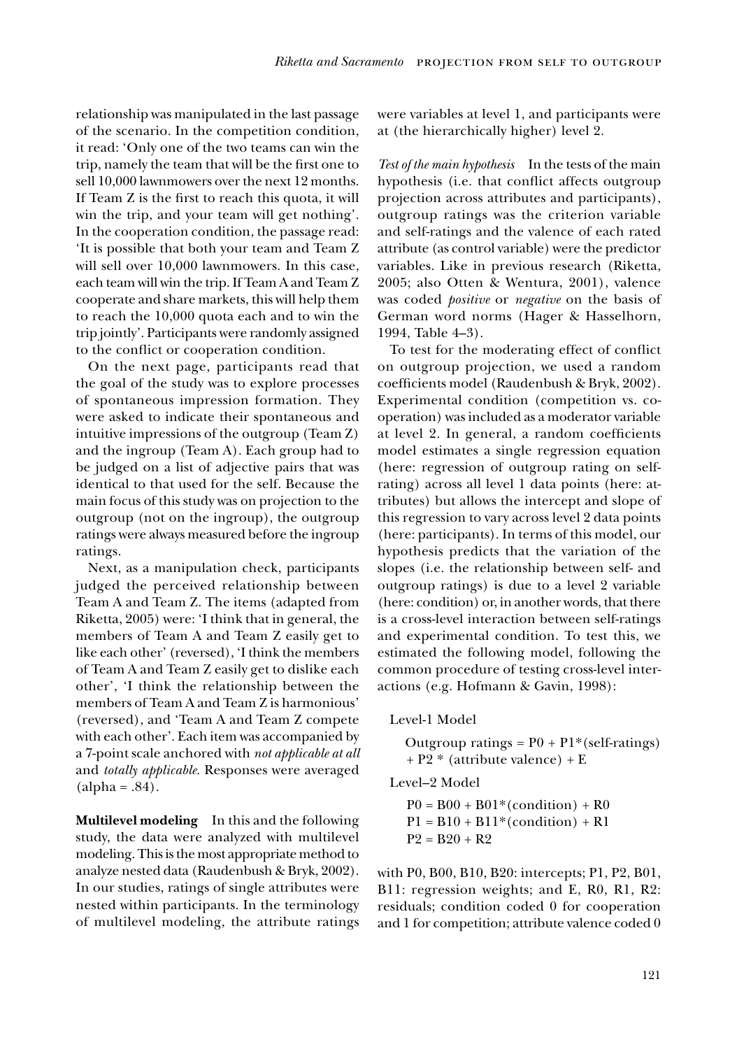relationship was manipulated in the last passage of the scenario. In the competition condition, it read: 'Only one of the two teams can win the trip, namely the team that will be the first one to sell 10,000 lawnmowers over the next 12 months. If Team Z is the first to reach this quota, it will win the trip, and your team will get nothing'. In the cooperation condition, the passage read: 'It is possible that both your team and Team Z will sell over 10,000 lawnmowers. In this case, each team will win the trip. If Team A and Team Z cooperate and share markets, this will help them to reach the 10,000 quota each and to win the trip jointly'. Participants were randomly assigned to the conflict or cooperation condition.

On the next page, participants read that the goal of the study was to explore processes of spontaneous impression formation. They were asked to indicate their spontaneous and intuitive impressions of the outgroup (Team Z) and the ingroup (Team A). Each group had to be judged on a list of adjective pairs that was identical to that used for the self. Because the main focus of this study was on projection to the outgroup (not on the ingroup), the outgroup ratings were always measured before the ingroup ratings.

Next, as a manipulation check, participants judged the perceived relationship between Team A and Team Z. The items (adapted from Riketta, 2005) were: 'I think that in general, the members of Team A and Team Z easily get to like each other' (reversed), 'I think the members of Team A and Team Z easily get to dislike each other', 'I think the relationship between the members of Team A and Team Z is harmonious' (reversed), and 'Team A and Team Z compete with each other'. Each item was accompanied by a 7-point scale anchored with *not applicable at all* and *totally applicable*. Responses were averaged (alpha = .84).

**Multilevel modeling** In this and the following study, the data were analyzed with multilevel modeling. This is the most appropriate method to analyze nested data (Raudenbush & Bryk, 2002). In our studies, ratings of single attributes were nested within participants. In the terminology of multilevel modeling, the attribute ratings were variables at level 1, and participants were at (the hierarchically higher) level 2.

*Test of the main hypothesis* In the tests of the main hypothesis (i.e. that conflict affects outgroup projection across attributes and participants), outgroup ratings was the criterion variable and self-ratings and the valence of each rated attribute (as control variable) were the predictor variables. Like in previous research (Riketta, 2005; also Otten & Wentura, 2001), valence was coded *positive* or *negative* on the basis of German word norms (Hager & Hasselhorn, 1994, Table 4–3).

To test for the moderating effect of conflict on outgroup projection, we used a random coefficients model (Raudenbush & Bryk, 2002). Experimental condition (competition vs. cooperation) was included as a moderator variable at level 2. In general, a random coefficients model estimates a single regression equation (here: regression of outgroup rating on self-rating) across all level 1 data points (here: attributes) but allows the intercept and slope of this regression to vary across level 2 data points (here: participants). In terms of this model, our hypothesis predicts that the variation of the slopes (i.e. the relationship between self- and outgroup ratings) is due to a level 2 variable (here: condition) or, in another words, that there is a cross-level interaction between self-ratings and experimental condition. To test this, we estimated the following model, following the common procedure of testing cross-level interactions (e.g. Hofmann & Gavin, 1998):

Level-1 Model

Outgroup ratings = P0 + P1*(self-ratings) + P2 * (attribute valence) + E

Level–2 Model

P0 = B00 + B01*(condition) + R0
P1 = B10 + B11*(condition) + R1
P2 = B20 + R2

with P0, B00, B10, B20: intercepts; P1, P2, B01, B11: regression weights; and E, R0, R1, R2: residuals; condition coded 0 for cooperation and 1 for competition; attribute valence coded 0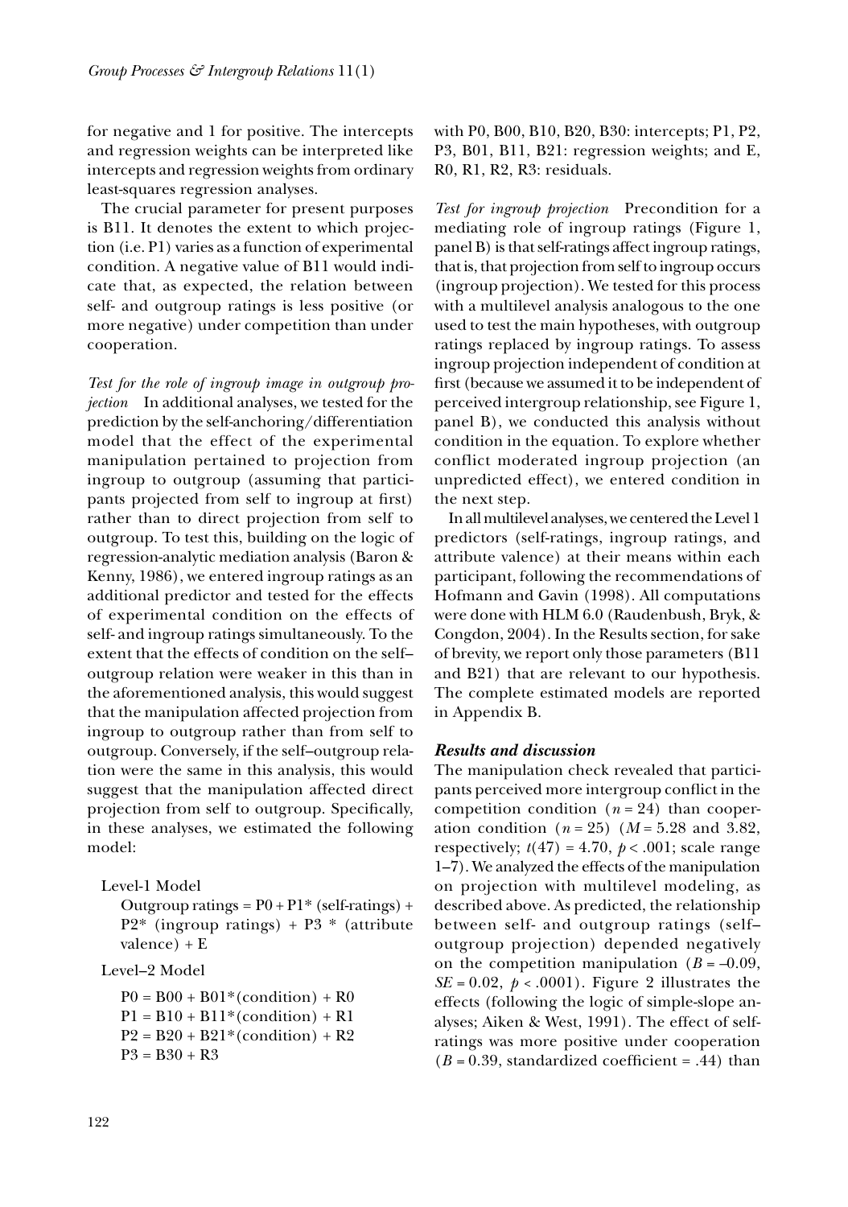for negative and 1 for positive. The intercepts and regression weights can be interpreted like intercepts and regression weights from ordinary least-squares regression analyses.

The crucial parameter for present purposes is B11. It denotes the extent to which projection (i.e. P1) varies as a function of experimental condition. A negative value of B11 would indicate that, as expected, the relation between self- and outgroup ratings is less positive (or more negative) under competition than under cooperation.

*Test for the role of ingroup image in outgroup projection* In additional analyses, we tested for the prediction by the self-anchoring/differentiation model that the effect of the experimental manipulation pertained to projection from ingroup to outgroup (assuming that participants projected from self to ingroup at first) rather than to direct projection from self to outgroup. To test this, building on the logic of regression-analytic mediation analysis (Baron & Kenny, 1986), we entered ingroup ratings as an additional predictor and tested for the effects of experimental condition on the effects of self- and ingroup ratings simultaneously. To the extent that the effects of condition on the self–outgroup relation were weaker in this than in the aforementioned analysis, this would suggest that the manipulation affected projection from ingroup to outgroup rather than from self to outgroup. Conversely, if the self–outgroup relation were the same in this analysis, this would suggest that the manipulation affected direct projection from self to outgroup. Specifically, in these analyses, we estimated the following model:

Level-1 Model

Outgroup ratings = P0 + P1* (self-ratings) + P2* (ingroup ratings) + P3 * (attribute valence) + E

Level–2 Model

P0 = B00 + B01*(condition) + R0
P1 = B10 + B11*(condition) + R1
P2 = B20 + B21*(condition) + R2
P3 = B30 + R3

with P0, B00, B10, B20, B30: intercepts; P1, P2, P3, B01, B11, B21: regression weights; and E, R0, R1, R2, R3: residuals.

*Test for ingroup projection* Precondition for a mediating role of ingroup ratings (Figure 1, panel B) is that self-ratings affect ingroup ratings, that is, that projection from self to ingroup occurs (ingroup projection). We tested for this process with a multilevel analysis analogous to the one used to test the main hypotheses, with outgroup ratings replaced by ingroup ratings. To assess ingroup projection independent of condition at first (because we assumed it to be independent of perceived intergroup relationship, see Figure 1, panel B), we conducted this analysis without condition in the equation. To explore whether conflict moderated ingroup projection (an unpredicted effect), we entered condition in the next step.

In all multilevel analyses, we centered the Level 1 predictors (self-ratings, ingroup ratings, and attribute valence) at their means within each participant, following the recommendations of Hofmann and Gavin (1998). All computations were done with HLM 6.0 (Raudenbush, Bryk, & Congdon, 2004). In the Results section, for sake of brevity, we report only those parameters (B11 and B21) that are relevant to our hypothesis. The complete estimated models are reported in Appendix B.

### *Results and discussion*

The manipulation check revealed that participants perceived more intergroup conflict in the competition condition ($n = 24$) than cooperation condition ($n = 25$) ($M = 5.28$ and 3.82, respectively; $t(47) = 4.70$, $p < .001$; scale range 1–7). We analyzed the effects of the manipulation on projection with multilevel modeling, as described above. As predicted, the relationship between self- and outgroup ratings (self–outgroup projection) depended negatively on the competition manipulation ($B = -0.09$, $SE = 0.02$, $p < .0001$). Figure 2 illustrates the effects (following the logic of simple-slope analyses; Aiken & West, 1991). The effect of self-ratings was more positive under cooperation ($B = 0.39$, standardized coefficient = .44) than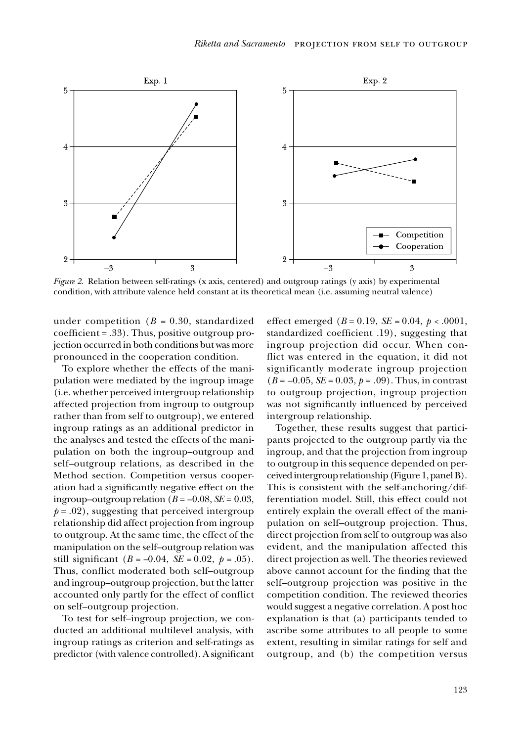*Figure 2.* Relation between self-ratings (x axis, centered) and outgroup ratings (y axis) by experimental condition, with attribute valence held constant at its theoretical mean (i.e. assuming neutral valence)

under competition ($B$ = 0.30, standardized coefficient = .33). Thus, positive outgroup projection occurred in both conditions but was more pronounced in the cooperation condition.

To explore whether the effects of the manipulation were mediated by the ingroup image (i.e. whether perceived intergroup relationship affected projection from ingroup to outgroup rather than from self to outgroup), we entered ingroup ratings as an additional predictor in the analyses and tested the effects of the manipulation on both the ingroup–outgroup and self–outgroup relations, as described in the Method section. Competition versus cooperation had a significantly negative effect on the ingroup–outgroup relation ($B$ = –0.08, $SE$ = 0.03, $p$ = .02), suggesting that perceived intergroup relationship did affect projection from ingroup to outgroup. At the same time, the effect of the manipulation on the self–outgroup relation was still significant ($B$ = –0.04, $SE$ = 0.02, $p$ = .05). Thus, conflict moderated both self–outgroup and ingroup–outgroup projection, but the latter accounted only partly for the effect of conflict on self–outgroup projection.

To test for self–ingroup projection, we conducted an additional multilevel analysis, with ingroup ratings as criterion and self-ratings as predictor (with valence controlled). A significant effect emerged ($B$ = 0.19, $SE$ = 0.04, $p$ < .0001, standardized coefficient .19), suggesting that ingroup projection did occur. When conflict was entered in the equation, it did not significantly moderate ingroup projection ($B$ = –0.05, $SE$ = 0.03, $p$ = .09). Thus, in contrast to outgroup projection, ingroup projection was not significantly influenced by perceived intergroup relationship.

Together, these results suggest that participants projected to the outgroup partly via the ingroup, and that the projection from ingroup to outgroup in this sequence depended on perceived intergroup relationship (Figure 1, panel B). This is consistent with the self-anchoring/differentiation model. Still, this effect could not entirely explain the overall effect of the manipulation on self–outgroup projection. Thus, direct projection from self to outgroup was also evident, and the manipulation affected this direct projection as well. The theories reviewed above cannot account for the finding that the self–outgroup projection was positive in the competition condition. The reviewed theories would suggest a negative correlation. A post hoc explanation is that (a) participants tended to ascribe some attributes to all people to some extent, resulting in similar ratings for self and outgroup, and (b) the competition versus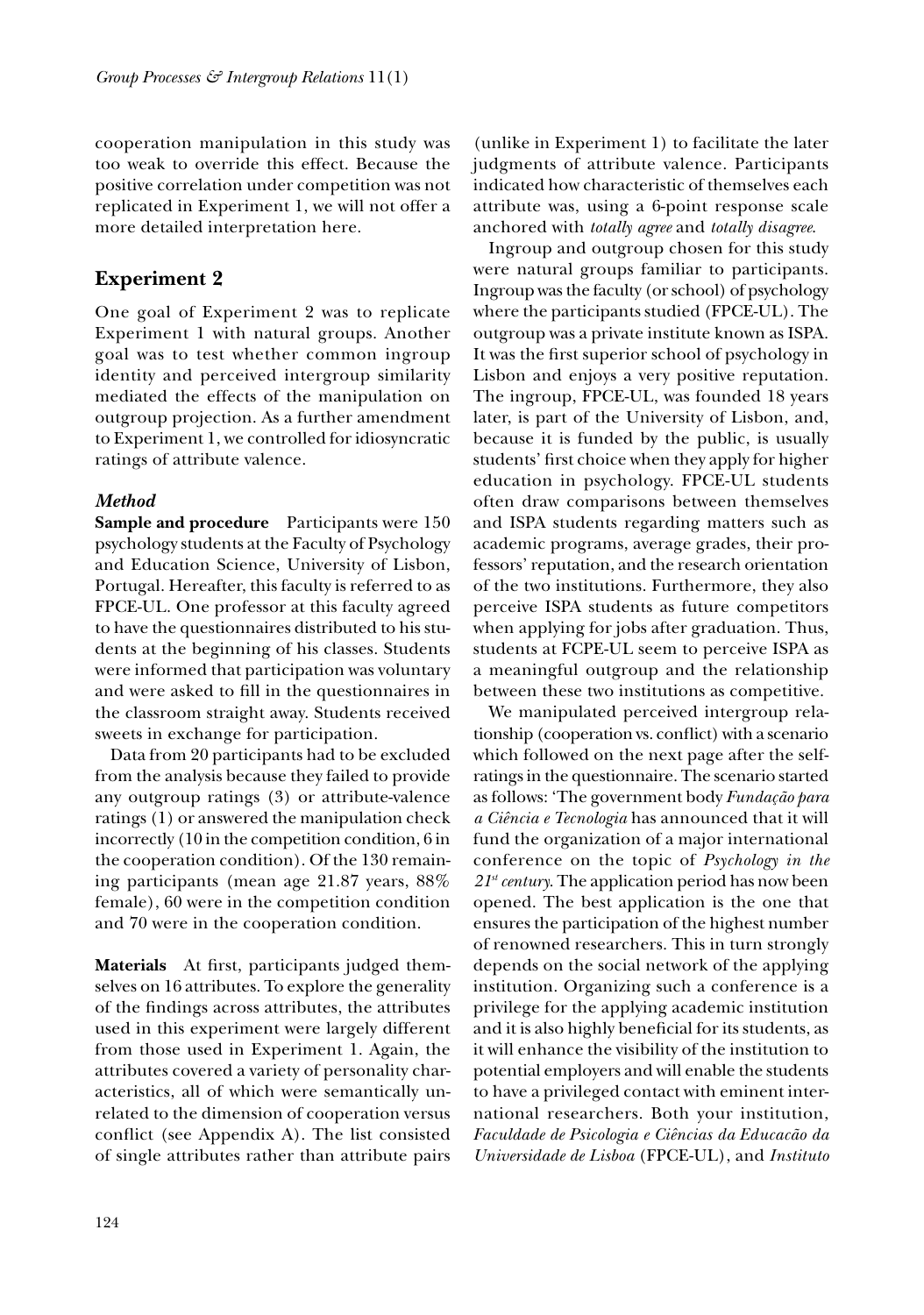cooperation manipulation in this study was too weak to override this effect. Because the positive correlation under competition was not replicated in Experiment 1, we will not offer a more detailed interpretation here.

## Experiment 2

One goal of Experiment 2 was to replicate Experiment 1 with natural groups. Another goal was to test whether common ingroup identity and perceived intergroup similarity mediated the effects of the manipulation on outgroup projection. As a further amendment to Experiment 1, we controlled for idiosyncratic ratings of attribute valence.

### *Method*

**Sample and procedure** Participants were 150 psychology students at the Faculty of Psychology and Education Science, University of Lisbon, Portugal. Hereafter, this faculty is referred to as FPCE-UL. One professor at this faculty agreed to have the questionnaires distributed to his students at the beginning of his classes. Students were informed that participation was voluntary and were asked to fill in the questionnaires in the classroom straight away. Students received sweets in exchange for participation.

Data from 20 participants had to be excluded from the analysis because they failed to provide any outgroup ratings (3) or attribute-valence ratings (1) or answered the manipulation check incorrectly (10 in the competition condition, 6 in the cooperation condition). Of the 130 remaining participants (mean age 21.87 years, 88% female), 60 were in the competition condition and 70 were in the cooperation condition.

**Materials** At first, participants judged themselves on 16 attributes. To explore the generality of the findings across attributes, the attributes used in this experiment were largely different from those used in Experiment 1. Again, the attributes covered a variety of personality characteristics, all of which were semantically unrelated to the dimension of cooperation versus conflict (see Appendix A). The list consisted of single attributes rather than attribute pairs (unlike in Experiment 1) to facilitate the later judgments of attribute valence. Participants indicated how characteristic of themselves each attribute was, using a 6-point response scale anchored with *totally agree* and *totally disagree*.

Ingroup and outgroup chosen for this study were natural groups familiar to participants. Ingroup was the faculty (or school) of psychology where the participants studied (FPCE-UL). The outgroup was a private institute known as ISPA. It was the first superior school of psychology in Lisbon and enjoys a very positive reputation. The ingroup, FPCE-UL, was founded 18 years later, is part of the University of Lisbon, and, because it is funded by the public, is usually students' first choice when they apply for higher education in psychology. FPCE-UL students often draw comparisons between themselves and ISPA students regarding matters such as academic programs, average grades, their professors' reputation, and the research orientation of the two institutions. Furthermore, they also perceive ISPA students as future competitors when applying for jobs after graduation. Thus, students at FCPE-UL seem to perceive ISPA as a meaningful outgroup and the relationship between these two institutions as competitive.

We manipulated perceived intergroup relationship (cooperation vs. conflict) with a scenario which followed on the next page after the self-ratings in the questionnaire. The scenario started as follows: 'The government body *Fundação para a Ciência e Tecnologia* has announced that it will fund the organization of a major international conference on the topic of *Psychology in the 21st century*. The application period has now been opened. The best application is the one that ensures the participation of the highest number of renowned researchers. This in turn strongly depends on the social network of the applying institution. Organizing such a conference is a privilege for the applying academic institution and it is also highly beneficial for its students, as it will enhance the visibility of the institution to potential employers and will enable the students to have a privileged contact with eminent international researchers. Both your institution, *Faculdade de Psicologia e Ciências da Educacão da Universidade de Lisboa* (FPCE-UL), and *Instituto*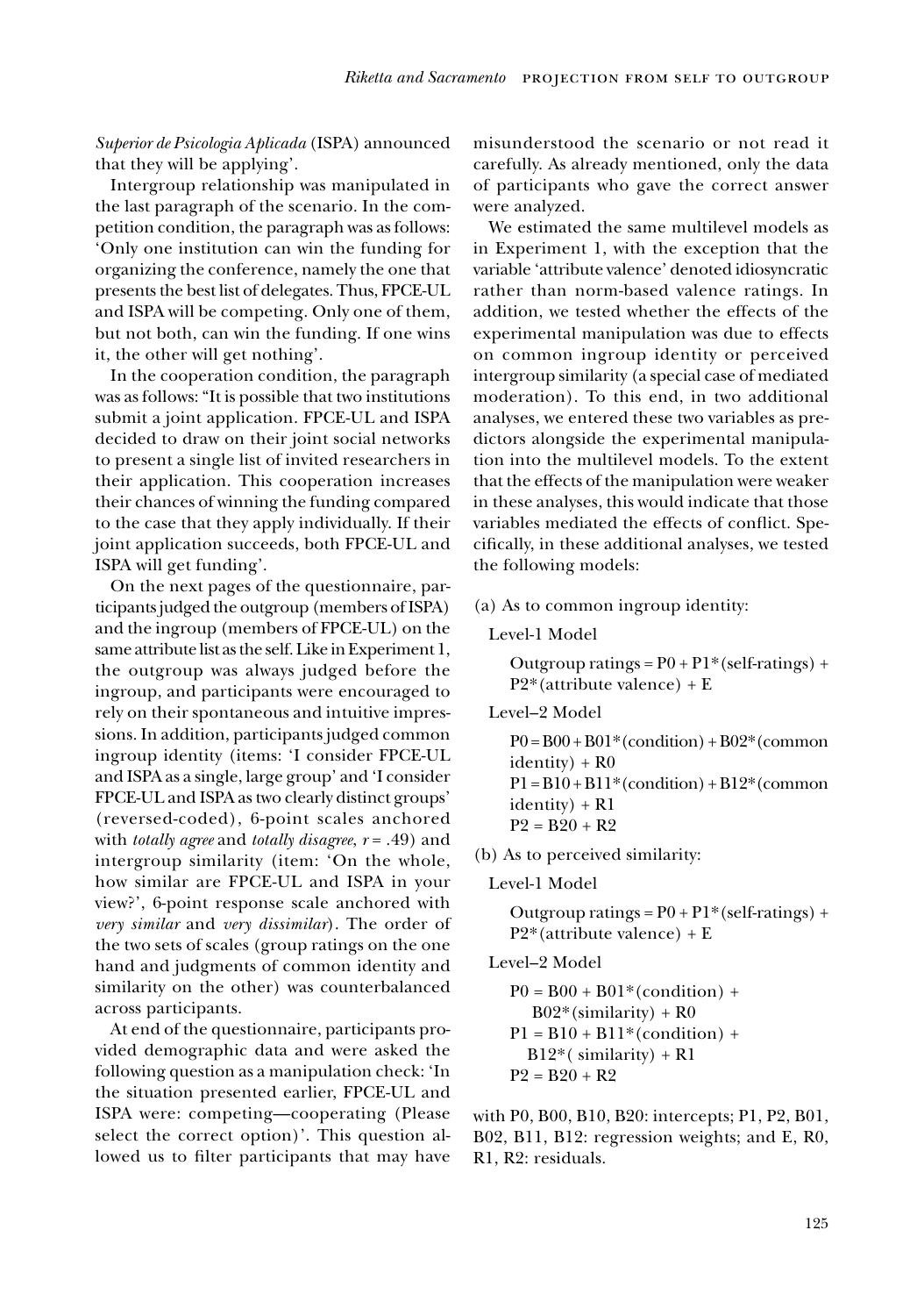*Superior de Psicologia Aplicada* (ISPA) announced that they will be applying'.

Intergroup relationship was manipulated in the last paragraph of the scenario. In the competition condition, the paragraph was as follows: 'Only one institution can win the funding for organizing the conference, namely the one that presents the best list of delegates. Thus, FPCE-UL and ISPA will be competing. Only one of them, but not both, can win the funding. If one wins it, the other will get nothing'.

In the cooperation condition, the paragraph was as follows: "It is possible that two institutions submit a joint application. FPCE-UL and ISPA decided to draw on their joint social networks to present a single list of invited researchers in their application. This cooperation increases their chances of winning the funding compared to the case that they apply individually. If their joint application succeeds, both FPCE-UL and ISPA will get funding'.

On the next pages of the questionnaire, participants judged the outgroup (members of ISPA) and the ingroup (members of FPCE-UL) on the same attribute list as the self. Like in Experiment 1, the outgroup was always judged before the ingroup, and participants were encouraged to rely on their spontaneous and intuitive impressions. In addition, participants judged common ingroup identity (items: 'I consider FPCE-UL and ISPA as a single, large group' and 'I consider FPCE-UL and ISPA as two clearly distinct groups' (reversed-coded), 6-point scales anchored with *totally agree* and *totally disagree*, $r = .49$) and intergroup similarity (item: 'On the whole, how similar are FPCE-UL and ISPA in your view?', 6-point response scale anchored with *very similar* and *very dissimilar*). The order of the two sets of scales (group ratings on the one hand and judgments of common identity and similarity on the other) was counterbalanced across participants.

At end of the questionnaire, participants provided demographic data and were asked the following question as a manipulation check: 'In the situation presented earlier, FPCE-UL and ISPA were: competing—cooperating (Please select the correct option)'. This question allowed us to filter participants that may have misunderstood the scenario or not read it carefully. As already mentioned, only the data of participants who gave the correct answer were analyzed.

We estimated the same multilevel models as in Experiment 1, with the exception that the variable 'attribute valence' denoted idiosyncratic rather than norm-based valence ratings. In addition, we tested whether the effects of the experimental manipulation was due to effects on common ingroup identity or perceived intergroup similarity (a special case of mediated moderation). To this end, in two additional analyses, we entered these two variables as predictors alongside the experimental manipulation into the multilevel models. To the extent that the effects of the manipulation were weaker in these analyses, this would indicate that those variables mediated the effects of conflict. Specifically, in these additional analyses, we tested the following models:

(a) As to common ingroup identity:

Level-1 Model

Outgroup ratings = P0 + P1*(self-ratings) + P2*(attribute valence) + E

Level–2 Model

P0 = B00 + B01*(condition) + B02*(common identity) + R0
P1 = B10 + B11*(condition) + B12*(common identity) + R1
P2 = B20 + R2

(b) As to perceived similarity:

Level-1 Model

Outgroup ratings = P0 + P1*(self-ratings) + P2*(attribute valence) + E

Level–2 Model

P0 = B00 + B01*(condition) + B02*(similarity) + R0
P1 = B10 + B11*(condition) + B12*( similarity) + R1
P2 = B20 + R2

with P0, B00, B10, B20: intercepts; P1, P2, B01, B02, B11, B12: regression weights; and E, R0, R1, R2: residuals.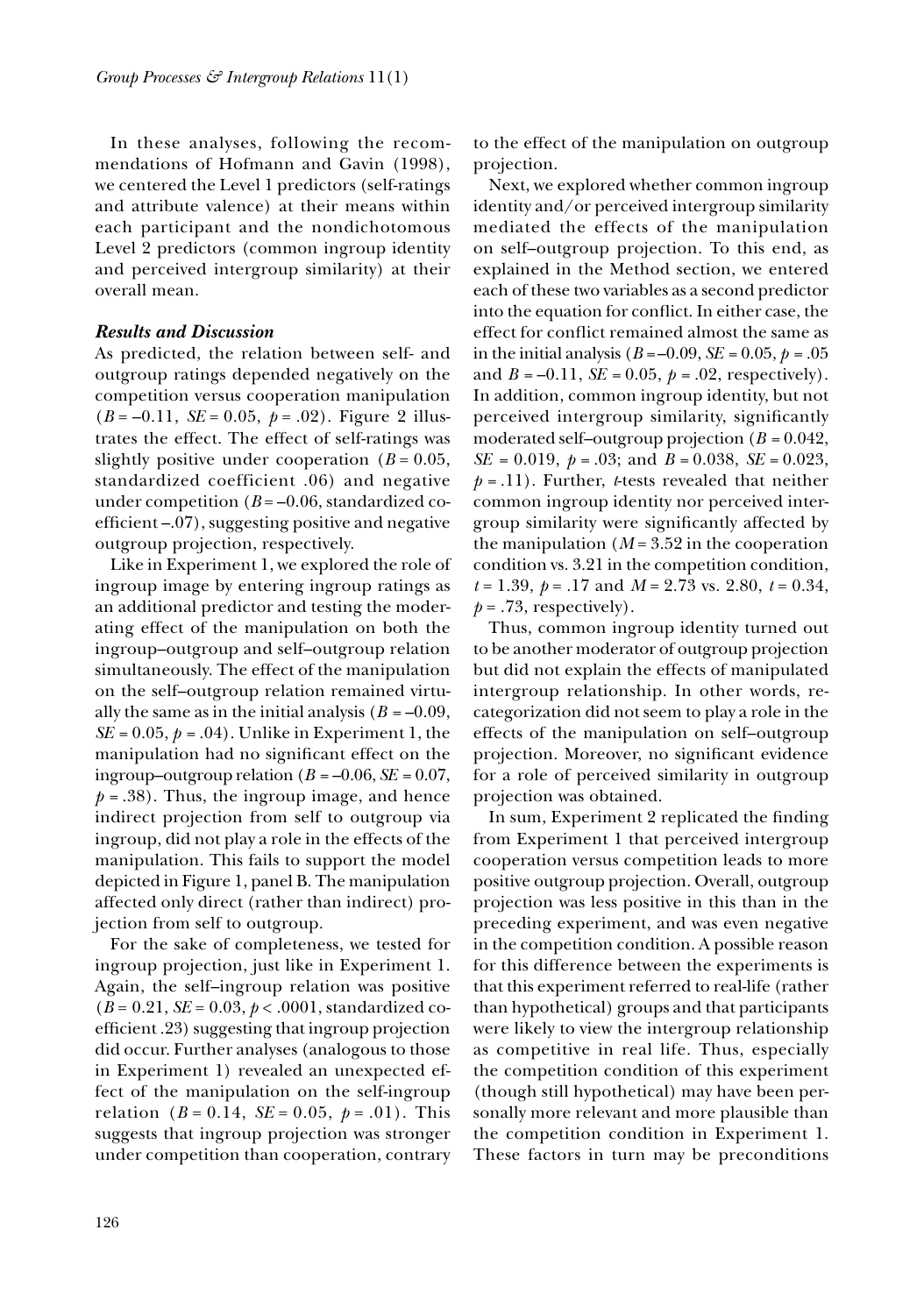In these analyses, following the recommendations of Hofmann and Gavin (1998), we centered the Level 1 predictors (self-ratings and attribute valence) at their means within each participant and the nondichotomous Level 2 predictors (common ingroup identity and perceived intergroup similarity) at their overall mean.

### *Results and Discussion*

As predicted, the relation between self- and outgroup ratings depended negatively on the competition versus cooperation manipulation ($B = -0.11$, $SE = 0.05$, $p = .02$). Figure 2 illustrates the effect. The effect of self-ratings was slightly positive under cooperation ($B = 0.05$, standardized coefficient .06) and negative under competition ($B = -0.06$, standardized coefficient –.07), suggesting positive and negative outgroup projection, respectively.

Like in Experiment 1, we explored the role of ingroup image by entering ingroup ratings as an additional predictor and testing the moderating effect of the manipulation on both the ingroup–outgroup and self–outgroup relation simultaneously. The effect of the manipulation on the self–outgroup relation remained virtually the same as in the initial analysis ($B = -0.09$, $SE = 0.05$, $p = .04$). Unlike in Experiment 1, the manipulation had no significant effect on the ingroup–outgroup relation ($B = -0.06$, $SE = 0.07$, $p = .38$). Thus, the ingroup image, and hence indirect projection from self to outgroup via ingroup, did not play a role in the effects of the manipulation. This fails to support the model depicted in Figure 1, panel B. The manipulation affected only direct (rather than indirect) projection from self to outgroup.

For the sake of completeness, we tested for ingroup projection, just like in Experiment 1. Again, the self–ingroup relation was positive ($B = 0.21$, $SE = 0.03$, $p < .0001$, standardized coefficient .23) suggesting that ingroup projection did occur. Further analyses (analogous to those in Experiment 1) revealed an unexpected effect of the manipulation on the self-ingroup relation ($B = 0.14$, $SE = 0.05$, $p = .01$). This suggests that ingroup projection was stronger under competition than cooperation, contrary to the effect of the manipulation on outgroup projection.

Next, we explored whether common ingroup identity and/or perceived intergroup similarity mediated the effects of the manipulation on self–outgroup projection. To this end, as explained in the Method section, we entered each of these two variables as a second predictor into the equation for conflict. In either case, the effect for conflict remained almost the same as in the initial analysis ($B = -0.09$, $SE = 0.05$, $p = .05$ and $B = -0.11$, $SE = 0.05$, $p = .02$, respectively). In addition, common ingroup identity, but not perceived intergroup similarity, significantly moderated self–outgroup projection ($B = 0.042$, $SE = 0.019$, $p = .03$; and $B = 0.038$, $SE = 0.023$, $p = .11$). Further, *t*-tests revealed that neither common ingroup identity nor perceived intergroup similarity were significantly affected by the manipulation ($M = 3.52$ in the cooperation condition vs. 3.21 in the competition condition, $t = 1.39$, $p = .17$ and $M = 2.73$ vs. 2.80, $t = 0.34$, $p = .73$, respectively).

Thus, common ingroup identity turned out to be another moderator of outgroup projection but did not explain the effects of manipulated intergroup relationship. In other words, recategorization did not seem to play a role in the effects of the manipulation on self–outgroup projection. Moreover, no significant evidence for a role of perceived similarity in outgroup projection was obtained.

In sum, Experiment 2 replicated the finding from Experiment 1 that perceived intergroup cooperation versus competition leads to more positive outgroup projection. Overall, outgroup projection was less positive in this than in the preceding experiment, and was even negative in the competition condition. A possible reason for this difference between the experiments is that this experiment referred to real-life (rather than hypothetical) groups and that participants were likely to view the intergroup relationship as competitive in real life. Thus, especially the competition condition of this experiment (though still hypothetical) may have been personally more relevant and more plausible than the competition condition in Experiment 1. These factors in turn may be preconditions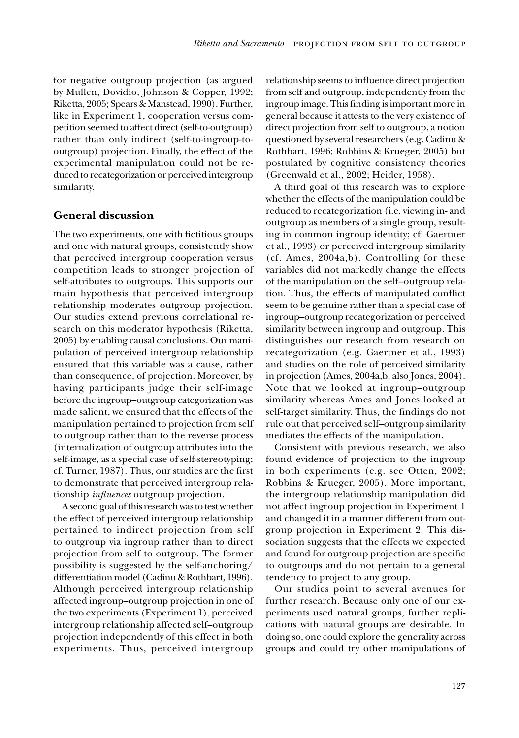for negative outgroup projection (as argued by Mullen, Dovidio, Johnson & Copper, 1992; Riketta, 2005; Spears & Manstead, 1990). Further, like in Experiment 1, cooperation versus competition seemed to affect direct (self-to-outgroup) rather than only indirect (self-to-ingroup-to-outgroup) projection. Finally, the effect of the experimental manipulation could not be reduced to recategorization or perceived intergroup similarity.

## General discussion

The two experiments, one with fictitious groups and one with natural groups, consistently show that perceived intergroup cooperation versus competition leads to stronger projection of self-attributes to outgroups. This supports our main hypothesis that perceived intergroup relationship moderates outgroup projection. Our studies extend previous correlational research on this moderator hypothesis (Riketta, 2005) by enabling causal conclusions. Our manipulation of perceived intergroup relationship ensured that this variable was a cause, rather than consequence, of projection. Moreover, by having participants judge their self-image before the ingroup–outgroup categorization was made salient, we ensured that the effects of the manipulation pertained to projection from self to outgroup rather than to the reverse process (internalization of outgroup attributes into the self-image, as a special case of self-stereotyping; cf. Turner, 1987). Thus, our studies are the first to demonstrate that perceived intergroup relationship *influences* outgroup projection.

A second goal of this research was to test whether the effect of perceived intergroup relationship pertained to indirect projection from self to outgroup via ingroup rather than to direct projection from self to outgroup. The former possibility is suggested by the self-anchoring/differentiation model (Cadinu & Rothbart, 1996). Although perceived intergroup relationship affected ingroup–outgroup projection in one of the two experiments (Experiment 1), perceived intergroup relationship affected self–outgroup projection independently of this effect in both experiments. Thus, perceived intergroup relationship seems to influence direct projection from self and outgroup, independently from the ingroup image. This finding is important more in general because it attests to the very existence of direct projection from self to outgroup, a notion questioned by several researchers (e.g. Cadinu & Rothbart, 1996; Robbins & Krueger, 2005) but postulated by cognitive consistency theories (Greenwald et al., 2002; Heider, 1958).

A third goal of this research was to explore whether the effects of the manipulation could be reduced to recategorization (i.e. viewing in- and outgroup as members of a single group, resulting in common ingroup identity; cf. Gaertner et al., 1993) or perceived intergroup similarity (cf. Ames, 2004a,b). Controlling for these variables did not markedly change the effects of the manipulation on the self–outgroup relation. Thus, the effects of manipulated conflict seem to be genuine rather than a special case of ingroup–outgroup recategorization or perceived similarity between ingroup and outgroup. This distinguishes our research from research on recategorization (e.g. Gaertner et al., 1993) and studies on the role of perceived similarity in projection (Ames, 2004a,b; also Jones, 2004). Note that we looked at ingroup–outgroup similarity whereas Ames and Jones looked at self-target similarity. Thus, the findings do not rule out that perceived self–outgroup similarity mediates the effects of the manipulation.

Consistent with previous research, we also found evidence of projection to the ingroup in both experiments (e.g. see Otten, 2002; Robbins & Krueger, 2005). More important, the intergroup relationship manipulation did not affect ingroup projection in Experiment 1 and changed it in a manner different from outgroup projection in Experiment 2. This dissociation suggests that the effects we expected and found for outgroup projection are specific to outgroups and do not pertain to a general tendency to project to any group.

Our studies point to several avenues for further research. Because only one of our experiments used natural groups, further replications with natural groups are desirable. In doing so, one could explore the generality across groups and could try other manipulations of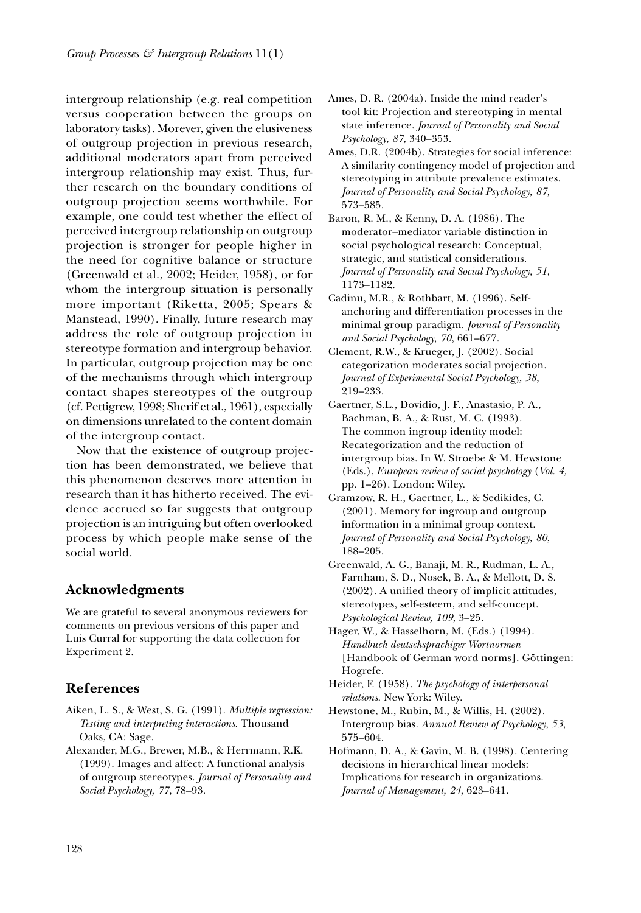intergroup relationship (e.g. real competition versus cooperation between the groups on laboratory tasks). Morever, given the elusiveness of outgroup projection in previous research, additional moderators apart from perceived intergroup relationship may exist. Thus, further research on the boundary conditions of outgroup projection seems worthwhile. For example, one could test whether the effect of perceived intergroup relationship on outgroup projection is stronger for people higher in the need for cognitive balance or structure (Greenwald et al., 2002; Heider, 1958), or for whom the intergroup situation is personally more important (Riketta, 2005; Spears & Manstead, 1990). Finally, future research may address the role of outgroup projection in stereotype formation and intergroup behavior. In particular, outgroup projection may be one of the mechanisms through which intergroup contact shapes stereotypes of the outgroup (cf. Pettigrew, 1998; Sherif et al., 1961), especially on dimensions unrelated to the content domain of the intergroup contact.

Now that the existence of outgroup projection has been demonstrated, we believe that this phenomenon deserves more attention in research than it has hitherto received. The evidence accrued so far suggests that outgroup projection is an intriguing but often overlooked process by which people make sense of the social world.

## Acknowledgments

We are grateful to several anonymous reviewers for comments on previous versions of this paper and Luis Curral for supporting the data collection for Experiment 2.

## References

Aiken, L. S., & West, S. G. (1991). *Multiple regression: Testing and interpreting interactions*. Thousand Oaks, CA: Sage.

Alexander, M.G., Brewer, M.B., & Herrmann, R.K. (1999). Images and affect: A functional analysis of outgroup stereotypes. *Journal of Personality and Social Psychology, 77*, 78–93.

Ames, D. R. (2004a). Inside the mind reader's tool kit: Projection and stereotyping in mental state inference. *Journal of Personality and Social Psychology, 87*, 340–353.

Ames, D.R. (2004b). Strategies for social inference: A similarity contingency model of projection and stereotyping in attribute prevalence estimates. *Journal of Personality and Social Psychology, 87*, 573–585.

Baron, R. M., & Kenny, D. A. (1986). The moderator–mediator variable distinction in social psychological research: Conceptual, strategic, and statistical considerations. *Journal of Personality and Social Psychology, 51*, 1173–1182.

Cadinu, M.R., & Rothbart, M. (1996). Self-anchoring and differentiation processes in the minimal group paradigm. *Journal of Personality and Social Psychology, 70*, 661–677.

Clement, R.W., & Krueger, J. (2002). Social categorization moderates social projection. *Journal of Experimental Social Psychology, 38*, 219–233.

Gaertner, S.L., Dovidio, J. F., Anastasio, P. A., Bachman, B. A., & Rust, M. C. (1993). The common ingroup identity model: Recategorization and the reduction of intergroup bias. In W. Stroebe & M. Hewstone (Eds.), *European review of social psychology* (*Vol. 4*, pp. 1–26). London: Wiley.

Gramzow, R. H., Gaertner, L., & Sedikides, C. (2001). Memory for ingroup and outgroup information in a minimal group context. *Journal of Personality and Social Psychology, 80*, 188–205.

Greenwald, A. G., Banaji, M. R., Rudman, L. A., Farnham, S. D., Nosek, B. A., & Mellott, D. S. (2002). A unified theory of implicit attitudes, stereotypes, self-esteem, and self-concept. *Psychological Review, 109*, 3–25.

Hager, W., & Hasselhorn, M. (Eds.) (1994). *Handbuch deutschsprachiger Wortnormen* [Handbook of German word norms]. Göttingen: Hogrefe.

Heider, F. (1958). *The psychology of interpersonal relations*. New York: Wiley.

Hewstone, M., Rubin, M., & Willis, H. (2002). Intergroup bias. *Annual Review of Psychology, 53*, 575–604.

Hofmann, D. A., & Gavin, M. B. (1998). Centering decisions in hierarchical linear models: Implications for research in organizations. *Journal of Management, 24*, 623–641.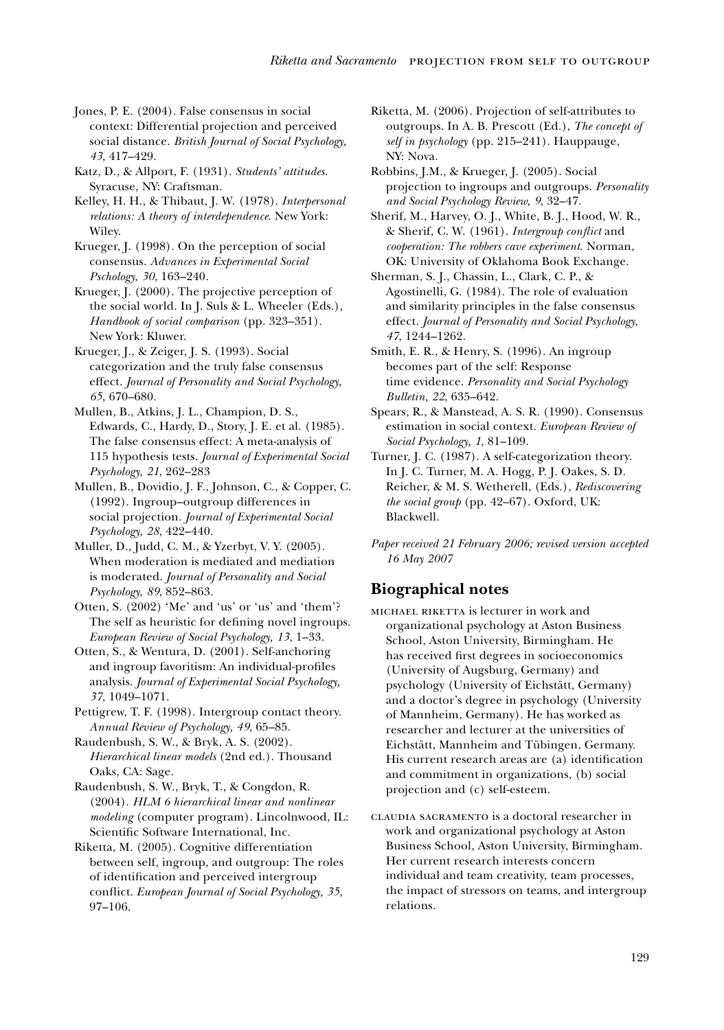Jones, P. E. (2004). False consensus in social context: Differential projection and perceived social distance. *British Journal of Social Psychology, 43*, 417–429.

Katz, D., & Allport, F. (1931). *Students' attitudes*. Syracuse, NY: Craftsman.

Kelley, H. H., & Thibaut, J. W. (1978). *Interpersonal relations: A theory of interdependence*. New York: Wiley.

Krueger, J. (1998). On the perception of social consensus. *Advances in Experimental Social Pschology, 30*, 163–240.

Krueger, J. (2000). The projective perception of the social world. In J. Suls & L. Wheeler (Eds.), *Handbook of social comparison* (pp. 323–351). New York: Kluwer.

Krueger, J., & Zeiger, J. S. (1993). Social categorization and the truly false consensus effect. *Journal of Personality and Social Psychology, 65*, 670–680.

Mullen, B., Atkins, J. L., Champion, D. S., Edwards, C., Hardy, D., Story, J. E. et al. (1985). The false consensus effect: A meta-analysis of 115 hypothesis tests. *Journal of Experimental Social Psychology, 21*, 262–283

Mullen, B., Dovidio, J. F., Johnson, C., & Copper, C. (1992). Ingroup–outgroup differences in social projection. *Journal of Experimental Social Psychology, 28*, 422–440.

Muller, D., Judd, C. M., & Yzerbyt, V. Y. (2005). When moderation is mediated and mediation is moderated. *Journal of Personality and Social Psychology, 89*, 852–863.

Otten, S. (2002) 'Me' and 'us' or 'us' and 'them'? The self as heuristic for defining novel ingroups. *European Review of Social Psychology, 13*, 1–33.

Otten, S., & Wentura, D. (2001). Self-anchoring and ingroup favoritism: An individual-profiles analysis. *Journal of Experimental Social Psychology, 37*, 1049–1071.

Pettigrew, T. F. (1998). Intergroup contact theory. *Annual Review of Psychology, 49*, 65–85.

Raudenbush, S. W., & Bryk, A. S. (2002). *Hierarchical linear models* (2nd ed.). Thousand Oaks, CA: Sage.

Raudenbush, S. W., Bryk, T., & Congdon, R. (2004). *HLM 6 hierarchical linear and nonlinear modeling* (computer program). Lincolnwood, IL: Scientific Software International, Inc.

Riketta, M. (2005). Cognitive differentiation between self, ingroup, and outgroup: The roles of identification and perceived intergroup conflict. *European Journal of Social Psychology, 35*, 97–106.

Riketta, M. (2006). Projection of self-attributes to outgroups. In A. B. Prescott (Ed.), *The concept of self in psychology* (pp. 215–241). Hauppauge, NY: Nova.

Robbins, J.M., & Krueger, J. (2005). Social projection to ingroups and outgroups. *Personality and Social Psychology Review, 9*, 32–47.

Sherif, M., Harvey, O. J., White, B. J., Hood, W. R., & Sherif, C. W. (1961). *Intergroup conflict* and *cooperation: The robbers cave experiment*. Norman, OK: University of Oklahoma Book Exchange.

Sherman, S. J., Chassin, L., Clark, C. P., & Agostinelli, G. (1984). The role of evaluation and similarity principles in the false consensus effect. *Journal of Personality and Social Psychology, 47*, 1244–1262.

Smith, E. R., & Henry, S. (1996). An ingroup becomes part of the self: Response time evidence. *Personality and Social Psychology Bulletin, 22*, 635–642.

Spears, R., & Manstead, A. S. R. (1990). Consensus estimation in social context. *European Review of Social Psychology, 1*, 81–109.

Turner, J. C. (1987). A self-categorization theory. In J. C. Turner, M. A. Hogg, P. J. Oakes, S. D. Reicher, & M. S. Wetherell, (Eds.), *Rediscovering the social group* (pp. 42–67). Oxford, UK: Blackwell.

*Paper received 21 February 2006; revised version accepted 16 May 2007*

## Biographical notes

MICHAEL RIKETTA is lecturer in work and organizational psychology at Aston Business School, Aston University, Birmingham. He has received first degrees in socioeconomics (University of Augsburg, Germany) and psychology (University of Eichstätt, Germany) and a doctor's degree in psychology (University of Mannheim, Germany). He has worked as researcher and lecturer at the universities of Eichstätt, Mannheim and Tübingen, Germany. His current research areas are (a) identification and commitment in organizations, (b) social projection and (c) self-esteem.

CLAUDIA SACRAMENTO is a doctoral researcher in work and organizational psychology at Aston Business School, Aston University, Birmingham. Her current research interests concern individual and team creativity, team processes, the impact of stressors on teams, and intergroup relations.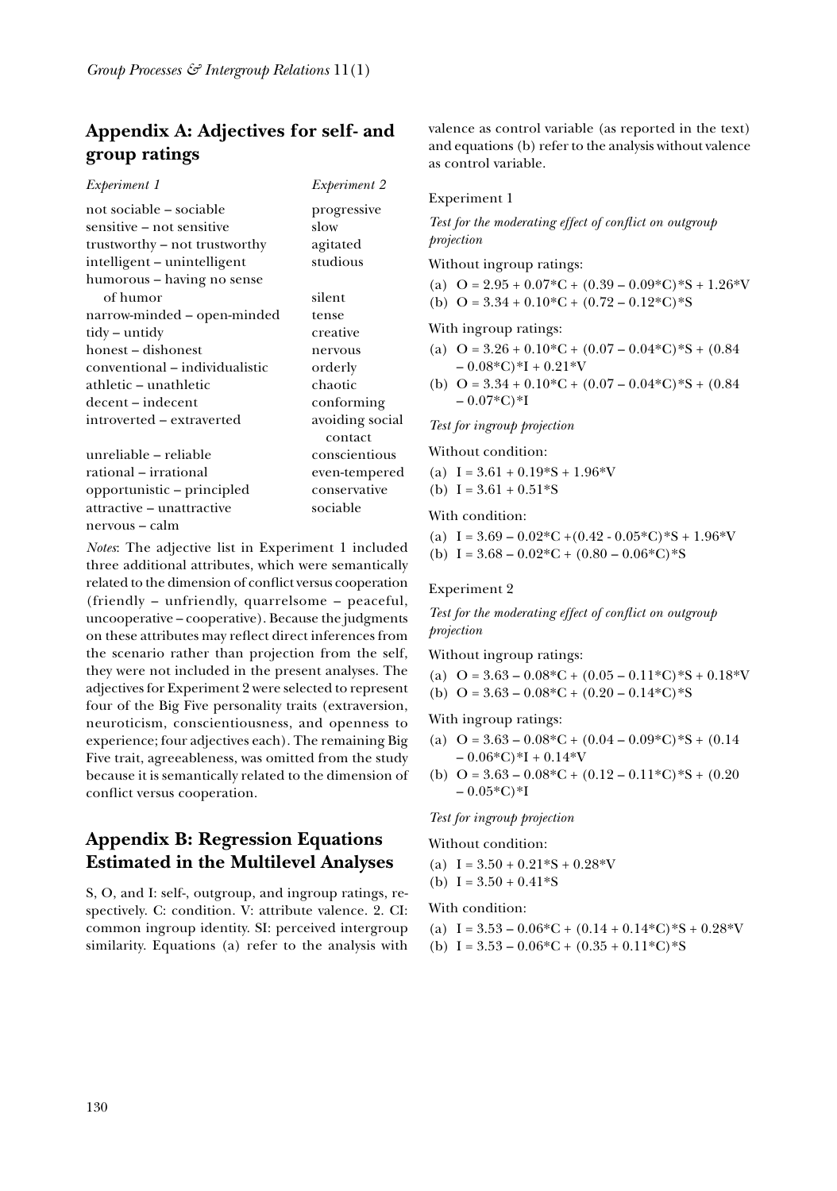## Appendix A: Adjectives for self- and group ratings

| *Experiment 1* | *Experiment 2* |
|---|---|
| not sociable – sociable | progressive |
| sensitive – not sensitive | slow |
| trustworthy – not trustworthy | agitated |
| intelligent – unintelligent | studious |
| humorous – having no sense of humor | silent |
| narrow-minded – open-minded | tense |
| tidy – untidy | creative |
| honest – dishonest | nervous |
| conventional – individualistic | orderly |
| athletic – unathletic | chaotic |
| decent – indecent | conforming |
| introverted – extraverted | avoiding social contact |
| unreliable – reliable | conscientious |
| rational – irrational | even-tempered |
| opportunistic – principled | conservative |
| attractive – unattractive | sociable |
| nervous – calm | |

*Notes*: The adjective list in Experiment 1 included three additional attributes, which were semantically related to the dimension of conflict versus cooperation (friendly – unfriendly, quarrelsome – peaceful, uncooperative – cooperative). Because the judgments on these attributes may reflect direct inferences from the scenario rather than projection from the self, they were not included in the present analyses. The adjectives for Experiment 2 were selected to represent four of the Big Five personality traits (extraversion, neuroticism, conscientiousness, and openness to experience; four adjectives each). The remaining Big Five trait, agreeableness, was omitted from the study because it is semantically related to the dimension of conflict versus cooperation.

## Appendix B: Regression Equations Estimated in the Multilevel Analyses

S, O, and I: self-, outgroup, and ingroup ratings, respectively. C: condition. V: attribute valence. 2. CI: common ingroup identity. SI: perceived intergroup similarity. Equations (a) refer to the analysis with valence as control variable (as reported in the text) and equations (b) refer to the analysis without valence as control variable.

### Experiment 1

*Test for the moderating effect of conflict on outgroup projection*

Without ingroup ratings:

(a) $O = 2.95 + 0.07*C + (0.39 – 0.09*C)*S + 1.26*V$

(b) $O = 3.34 + 0.10*C + (0.72 – 0.12*C)*S$

With ingroup ratings:

(a) $O = 3.26 + 0.10*C + (0.07 – 0.04*C)*S + (0.84 – 0.08*C)*I + 0.21*V$

(b) $O = 3.34 + 0.10*C + (0.07 – 0.04*C)*S + (0.84 – 0.07*C)*I$

*Test for ingroup projection*

Without condition:

(a) $I = 3.61 + 0.19*S + 1.96*V$

(b) $I = 3.61 + 0.51*S$

With condition:

(a) $I = 3.69 – 0.02*C + (0.42 - 0.05*C)*S + 1.96*V$

(b) $I = 3.68 – 0.02*C + (0.80 – 0.06*C)*S$

### Experiment 2

*Test for the moderating effect of conflict on outgroup projection*

Without ingroup ratings:

(a) $O = 3.63 – 0.08*C + (0.05 – 0.11*C)*S + 0.18*V$

(b) $O = 3.63 – 0.08*C + (0.20 – 0.14*C)*S$

With ingroup ratings:

(a) $O = 3.63 – 0.08*C + (0.04 – 0.09*C)*S + (0.14 – 0.06*C)*I + 0.14*V$

(b) $O = 3.63 – 0.08*C + (0.12 – 0.11*C)*S + (0.20 – 0.05*C)*I$

*Test for ingroup projection*

Without condition:

(a) $I = 3.50 + 0.21*S + 0.28*V$

(b) $I = 3.50 + 0.41*S$

With condition:

(a) $I = 3.53 – 0.06*C + (0.14 + 0.14*C)*S + 0.28*V$

(b) $I = 3.53 – 0.06*C + (0.35 + 0.11*C)*S$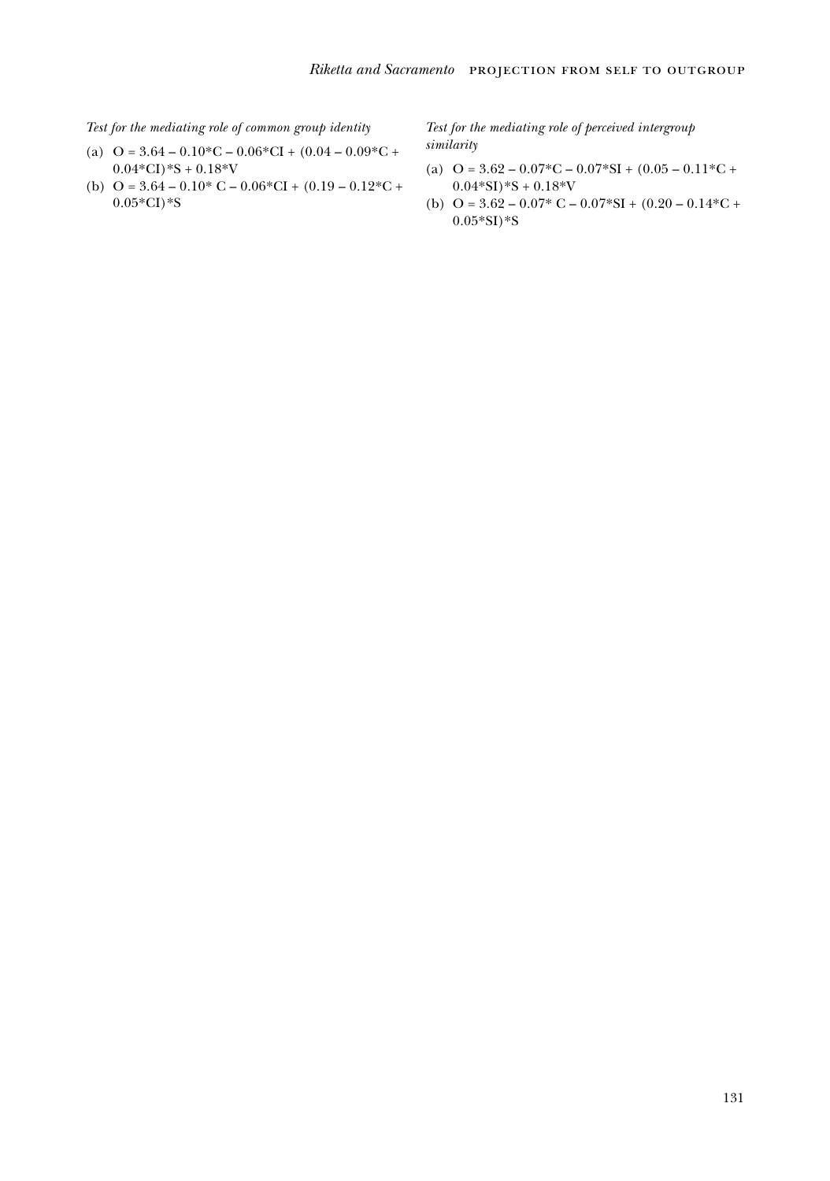*Test for the mediating role of common group identity*

(a) $O = 3.64 - 0.10*C - 0.06*CI + (0.04 - 0.09*C + 0.04*CI)*S + 0.18*V$

(b) $O = 3.64 - 0.10*C - 0.06*CI + (0.19 - 0.12*C + 0.05*CI)*S$

*Test for the mediating role of perceived intergroup similarity*

(a) $O = 3.62 - 0.07*C - 0.07*SI + (0.05 - 0.11*C + 0.04*SI)*S + 0.18*V$

(b) $O = 3.62 - 0.07*C - 0.07*SI + (0.20 - 0.14*C + 0.05*SI)*S$